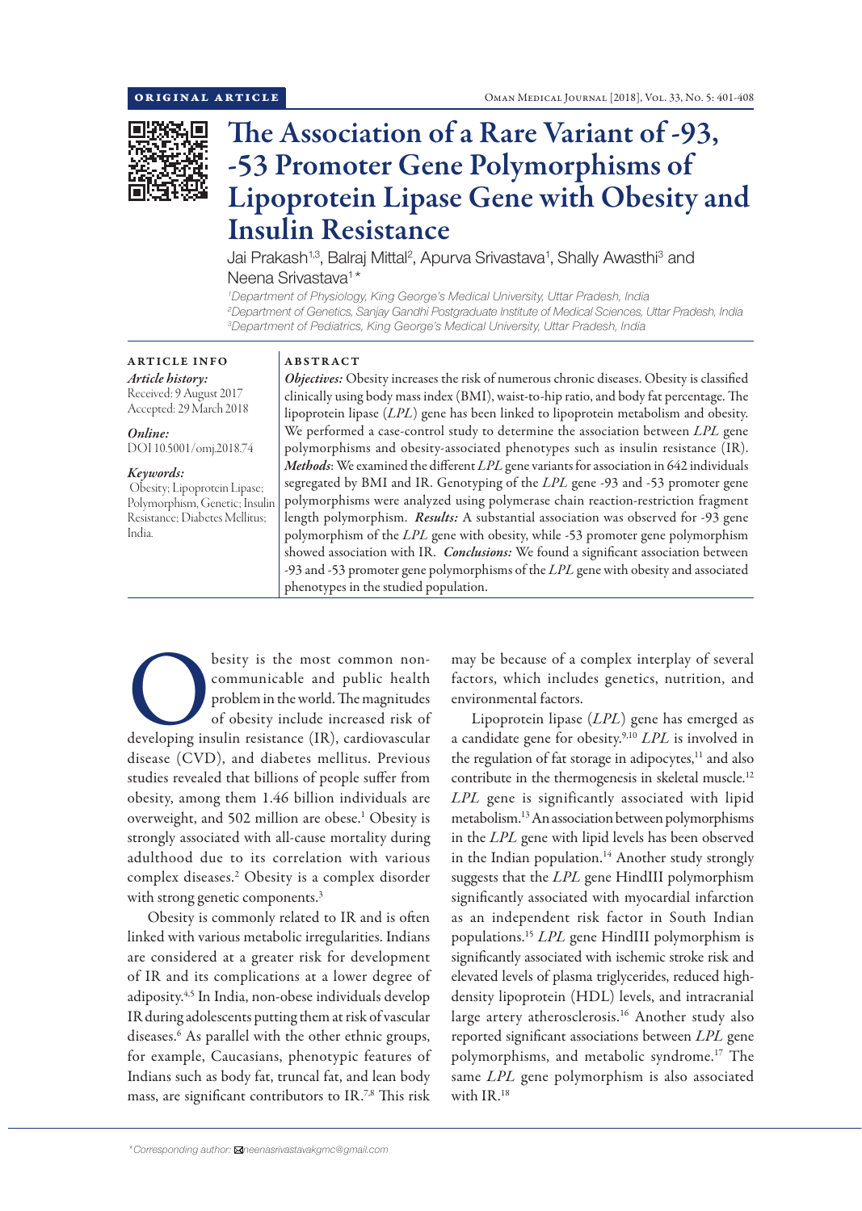ORIGINAL ARTICLE

# The Association of a Rare Variant of -93, -53 Promoter Gene Polymorphisms of Lipoprotein Lipase Gene with Obesity and Insulin Resistance

Jai Prakash[1,3], Balraj Mittal[2], Apurva Srivastava[1], Shally Awasthi[3] and Neena Srivastava[1]*

[1]Department of Physiology, King George's Medical University, Uttar Pradesh, India
[2]Department of Genetics, Sanjay Gandhi Postgraduate Institute of Medical Sciences, Uttar Pradesh, India
[3]Department of Pediatrics, King George's Medical University, Uttar Pradesh, India

## ARTICLE INFO

*Article history:*
Received: 9 August 2017
Accepted: 29 March 2018

*Online:*
DOI 10.5001/omj.2018.74

*Keywords:*
Obesity; Lipoprotein Lipase; Polymorphism, Genetic; Insulin Resistance; Diabetes Mellitus; India.

## ABSTRACT

***Objectives:*** Obesity increases the risk of numerous chronic diseases. Obesity is classified clinically using body mass index (BMI), waist-to-hip ratio, and body fat percentage. The lipoprotein lipase (*LPL*) gene has been linked to lipoprotein metabolism and obesity. We performed a case-control study to determine the association between *LPL* gene polymorphisms and obesity-associated phenotypes such as insulin resistance (IR). ***Methods***: We examined the different *LPL* gene variants for association in 642 individuals segregated by BMI and IR. Genotyping of the *LPL* gene -93 and -53 promoter gene polymorphisms were analyzed using polymerase chain reaction-restriction fragment length polymorphism. ***Results:*** A substantial association was observed for -93 gene polymorphism of the *LPL* gene with obesity, while -53 promoter gene polymorphism showed association with IR. ***Conclusions:*** We found a significant association between -93 and -53 promoter gene polymorphisms of the *LPL* gene with obesity and associated phenotypes in the studied population.

Obesity is the most common non-communicable and public health problem in the world. The magnitudes of obesity include increased risk of developing insulin resistance (IR), cardiovascular disease (CVD), and diabetes mellitus. Previous studies revealed that billions of people suffer from obesity, among them 1.46 billion individuals are overweight, and 502 million are obese.[1] Obesity is strongly associated with all-cause mortality during adulthood due to its correlation with various complex diseases.[2] Obesity is a complex disorder with strong genetic components.[3]

Obesity is commonly related to IR and is often linked with various metabolic irregularities. Indians are considered at a greater risk for development of IR and its complications at a lower degree of adiposity.[4,5] In India, non-obese individuals develop IR during adolescents putting them at risk of vascular diseases.[6] As parallel with the other ethnic groups, for example, Caucasians, phenotypic features of Indians such as body fat, truncal fat, and lean body mass, are significant contributors to IR.[7,8] This risk may be because of a complex interplay of several factors, which includes genetics, nutrition, and environmental factors.

Lipoprotein lipase (*LPL*) gene has emerged as a candidate gene for obesity.[9,10] *LPL* is involved in the regulation of fat storage in adipocytes,[11] and also contribute in the thermogenesis in skeletal muscle.[12] *LPL* gene is significantly associated with lipid metabolism.[13] An association between polymorphisms in the *LPL* gene with lipid levels has been observed in the Indian population.[14] Another study strongly suggests that the *LPL* gene HindIII polymorphism significantly associated with myocardial infarction as an independent risk factor in South Indian populations.[15] *LPL* gene HindIII polymorphism is significantly associated with ischemic stroke risk and elevated levels of plasma triglycerides, reduced high-density lipoprotein (HDL) levels, and intracranial large artery atherosclerosis.[16] Another study also reported significant associations between *LPL* gene polymorphisms, and metabolic syndrome.[17] The same *LPL* gene polymorphism is also associated with IR.[18]

*Corresponding author: neenasrivastavakgmc@gmail.com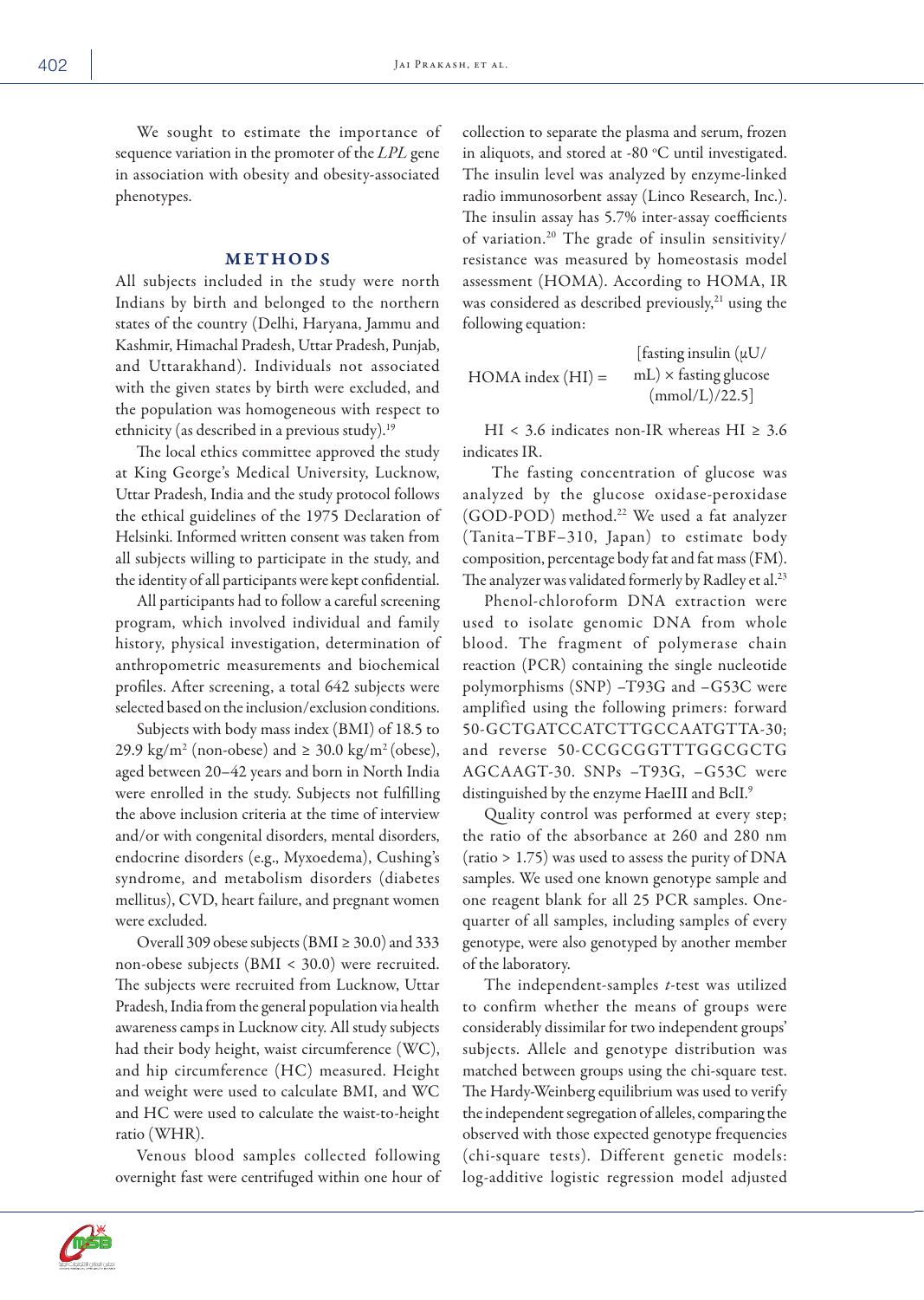We sought to estimate the importance of sequence variation in the promoter of the *LPL* gene in association with obesity and obesity-associated phenotypes.

## METHODS

All subjects included in the study were north Indians by birth and belonged to the northern states of the country (Delhi, Haryana, Jammu and Kashmir, Himachal Pradesh, Uttar Pradesh, Punjab, and Uttarakhand). Individuals not associated with the given states by birth were excluded, and the population was homogeneous with respect to ethnicity (as described in a previous study).[19]

The local ethics committee approved the study at King George's Medical University, Lucknow, Uttar Pradesh, India and the study protocol follows the ethical guidelines of the 1975 Declaration of Helsinki. Informed written consent was taken from all subjects willing to participate in the study, and the identity of all participants were kept confidential.

All participants had to follow a careful screening program, which involved individual and family history, physical investigation, determination of anthropometric measurements and biochemical profiles. After screening, a total 642 subjects were selected based on the inclusion/exclusion conditions.

Subjects with body mass index (BMI) of 18.5 to 29.9 kg/m$^2$ (non-obese) and ≥ 30.0 kg/m$^2$ (obese), aged between 20–42 years and born in North India were enrolled in the study. Subjects not fulfilling the above inclusion criteria at the time of interview and/or with congenital disorders, mental disorders, endocrine disorders (e.g., Myxoedema), Cushing's syndrome, and metabolism disorders (diabetes mellitus), CVD, heart failure, and pregnant women were excluded.

Overall 309 obese subjects (BMI ≥ 30.0) and 333 non-obese subjects (BMI < 30.0) were recruited. The subjects were recruited from Lucknow, Uttar Pradesh, India from the general population via health awareness camps in Lucknow city. All study subjects had their body height, waist circumference (WC), and hip circumference (HC) measured. Height and weight were used to calculate BMI, and WC and HC were used to calculate the waist-to-height ratio (WHR).

Venous blood samples collected following overnight fast were centrifuged within one hour of collection to separate the plasma and serum, frozen in aliquots, and stored at -80 °C until investigated. The insulin level was analyzed by enzyme-linked radio immunosorbent assay (Linco Research, Inc.). The insulin assay has 5.7% inter-assay coefficients of variation.[20] The grade of insulin sensitivity/resistance was measured by homeostasis model assessment (HOMA). According to HOMA, IR was considered as described previously,[21] using the following equation:

$$\text{HOMA index (HI)} = [\text{fasting insulin } (\mu\text{U/mL}) \times \text{fasting glucose (mmol/L)}/22.5]$$

HI < 3.6 indicates non-IR whereas HI ≥ 3.6 indicates IR.

The fasting concentration of glucose was analyzed by the glucose oxidase-peroxidase (GOD-POD) method.[22] We used a fat analyzer (Tanita–TBF–310, Japan) to estimate body composition, percentage body fat and fat mass (FM). The analyzer was validated formerly by Radley et al.[23]

Phenol-chloroform DNA extraction were used to isolate genomic DNA from whole blood. The fragment of polymerase chain reaction (PCR) containing the single nucleotide polymorphisms (SNP) –T93G and –G53C were amplified using the following primers: forward 50-GCTGATCCATCTTGCCAATGTTA-30; and reverse 50-CCGCGGTTTGGCGCTG AGCAAGT-30. SNPs –T93G, –G53C were distinguished by the enzyme HaeIII and BclI.[9]

Quality control was performed at every step; the ratio of the absorbance at 260 and 280 nm (ratio > 1.75) was used to assess the purity of DNA samples. We used one known genotype sample and one reagent blank for all 25 PCR samples. One-quarter of all samples, including samples of every genotype, were also genotyped by another member of the laboratory.

The independent-samples *t*-test was utilized to confirm whether the means of groups were considerably dissimilar for two independent groups' subjects. Allele and genotype distribution was matched between groups using the chi-square test. The Hardy-Weinberg equilibrium was used to verify the independent segregation of alleles, comparing the observed with those expected genotype frequencies (chi-square tests). Different genetic models: log-additive logistic regression model adjusted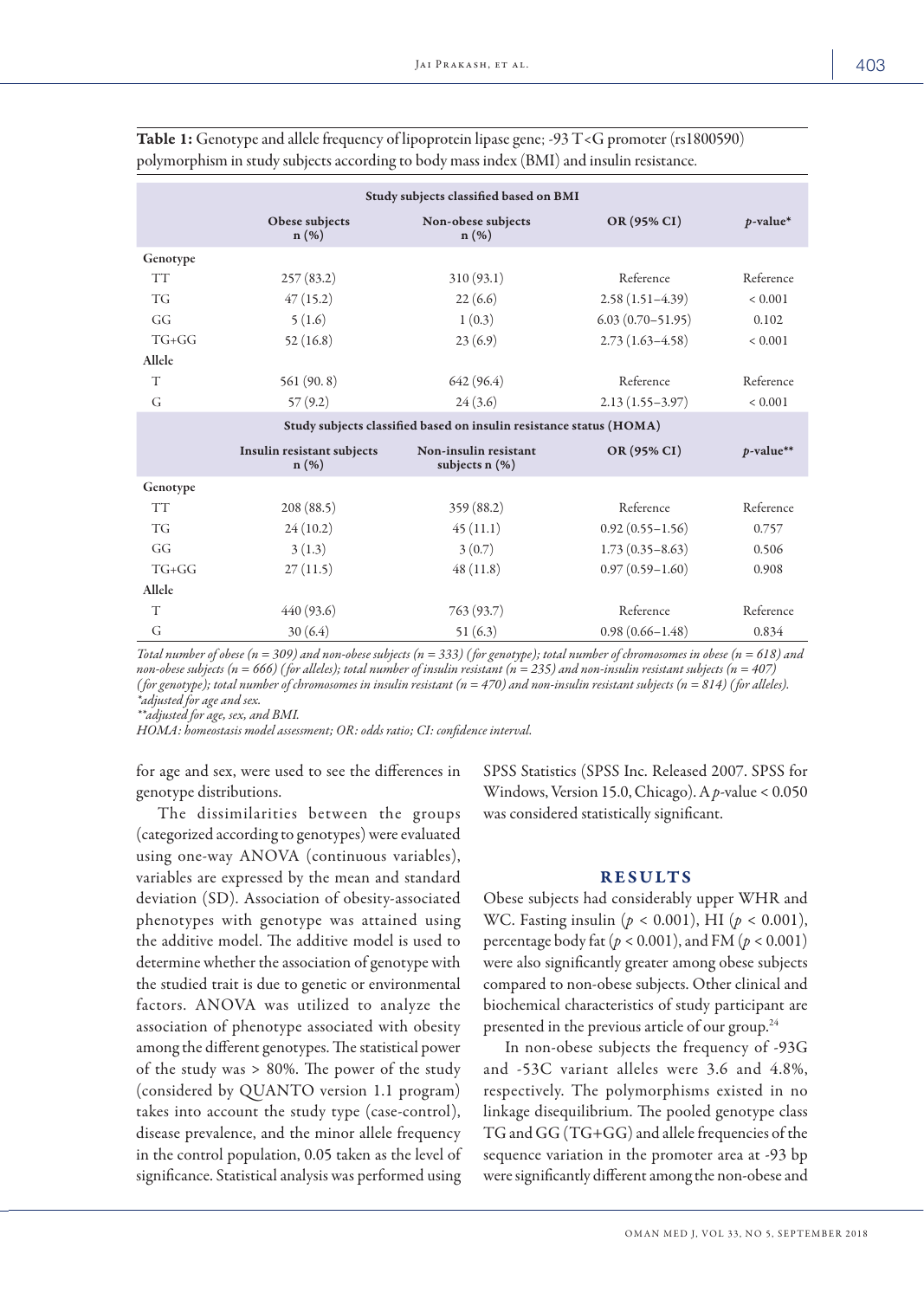**Table 1:** Genotype and allele frequency of lipoprotein lipase gene; -93 T<G promoter (rs1800590) polymorphism in study subjects according to body mass index (BMI) and insulin resistance.

| Study subjects classified based on BMI | | | | |
|---|---|---|---|---|
| | Obese subjects n (%) | Non-obese subjects n (%) | OR (95% CI) | *p*-value* |
| **Genotype** | | | | |
| TT | 257 (83.2) | 310 (93.1) | Reference | Reference |
| TG | 47 (15.2) | 22 (6.6) | 2.58 (1.51–4.39) | < 0.001 |
| GG | 5 (1.6) | 1 (0.3) | 6.03 (0.70–51.95) | 0.102 |
| TG+GG | 52 (16.8) | 23 (6.9) | 2.73 (1.63–4.58) | < 0.001 |
| **Allele** | | | | |
| T | 561 (90. 8) | 642 (96.4) | Reference | Reference |
| G | 57 (9.2) | 24 (3.6) | 2.13 (1.55–3.97) | < 0.001 |
| **Study subjects classified based on insulin resistance status (HOMA)** | | | | |
| | Insulin resistant subjects n (%) | Non-insulin resistant subjects n (%) | OR (95% CI) | *p*-value** |
| **Genotype** | | | | |
| TT | 208 (88.5) | 359 (88.2) | Reference | Reference |
| TG | 24 (10.2) | 45 (11.1) | 0.92 (0.55–1.56) | 0.757 |
| GG | 3 (1.3) | 3 (0.7) | 1.73 (0.35–8.63) | 0.506 |
| TG+GG | 27 (11.5) | 48 (11.8) | 0.97 (0.59–1.60) | 0.908 |
| **Allele** | | | | |
| T | 440 (93.6) | 763 (93.7) | Reference | Reference |
| G | 30 (6.4) | 51 (6.3) | 0.98 (0.66–1.48) | 0.834 |

*Total number of obese (n = 309) and non-obese subjects (n = 333) (for genotype); total number of chromosomes in obese (n = 618) and non-obese subjects (n = 666) (for alleles); total number of insulin resistant (n = 235) and non-insulin resistant subjects (n = 407) (for genotype); total number of chromosomes in insulin resistant (n = 470) and non-insulin resistant subjects (n = 814) (for alleles).*
*\*adjusted for age and sex.*
*\*\*adjusted for age, sex, and BMI.*
*HOMA: homeostasis model assessment; OR: odds ratio; CI: confidence interval.*

for age and sex, were used to see the differences in genotype distributions.

The dissimilarities between the groups (categorized according to genotypes) were evaluated using one-way ANOVA (continuous variables), variables are expressed by the mean and standard deviation (SD). Association of obesity-associated phenotypes with genotype was attained using the additive model. The additive model is used to determine whether the association of genotype with the studied trait is due to genetic or environmental factors. ANOVA was utilized to analyze the association of phenotype associated with obesity among the different genotypes. The statistical power of the study was > 80%. The power of the study (considered by QUANTO version 1.1 program) takes into account the study type (case-control), disease prevalence, and the minor allele frequency in the control population, 0.05 taken as the level of significance. Statistical analysis was performed using SPSS Statistics (SPSS Inc. Released 2007. SPSS for Windows, Version 15.0, Chicago). A *p*-value < 0.050 was considered statistically significant.

## RESULTS

Obese subjects had considerably upper WHR and WC. Fasting insulin ($p < 0.001$), HI ($p < 0.001$), percentage body fat ($p < 0.001$), and FM ($p < 0.001$) were also significantly greater among obese subjects compared to non-obese subjects. Other clinical and biochemical characteristics of study participant are presented in the previous article of our group.[24]

In non-obese subjects the frequency of -93G and -53C variant alleles were 3.6 and 4.8%, respectively. The polymorphisms existed in no linkage disequilibrium. The pooled genotype class TG and GG (TG+GG) and allele frequencies of the sequence variation in the promoter area at -93 bp were significantly different among the non-obese and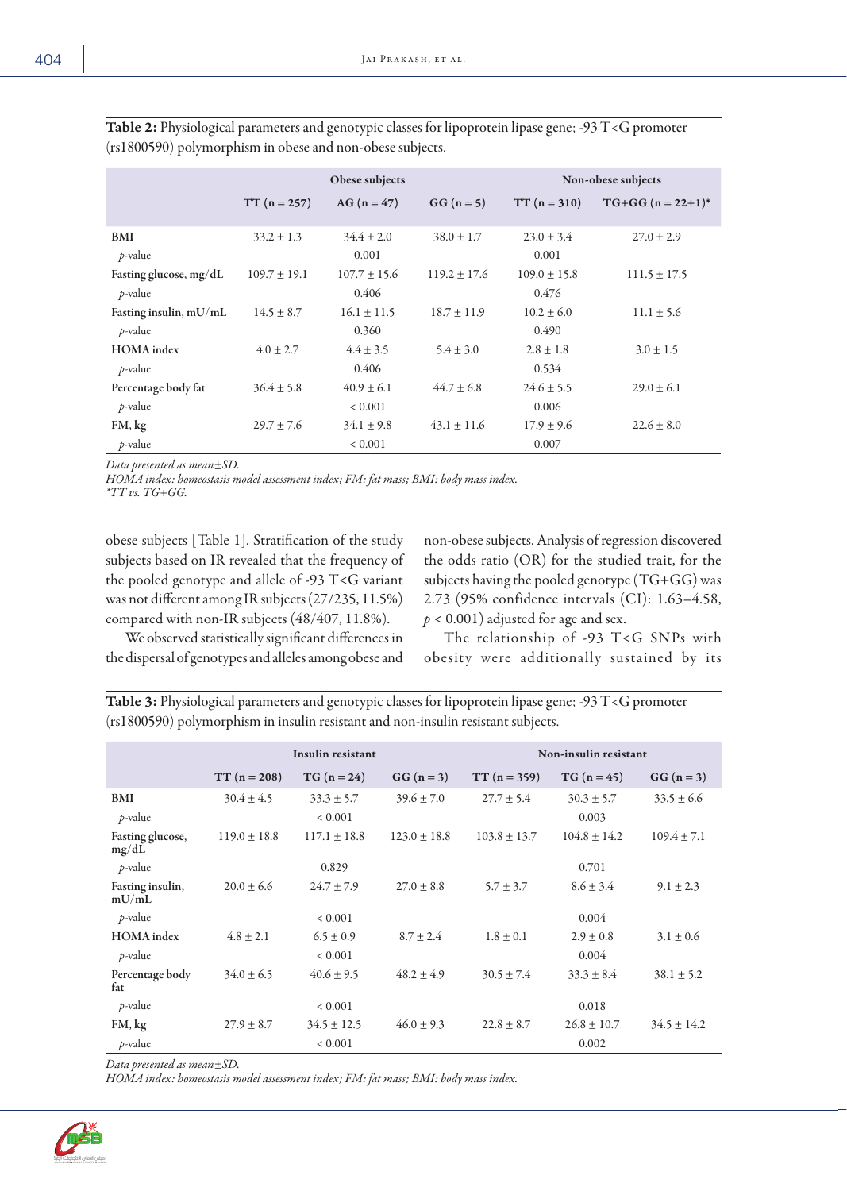**Table 2:** Physiological parameters and genotypic classes for lipoprotein lipase gene; -93 T<G promoter (rs1800590) polymorphism in obese and non-obese subjects.

| | Obese subjects | | | Non-obese subjects | |
|---|---|---|---|---|---|
| | TT (n = 257) | AG (n = 47) | GG (n = 5) | TT (n = 310) | TG+GG (n = 22+1)* |
| **BMI** | 33.2 ± 1.3 | 34.4 ± 2.0 | 38.0 ± 1.7 | 23.0 ± 3.4 | 27.0 ± 2.9 |
| *p*-value | | 0.001 | | 0.001 | |
| **Fasting glucose, mg/dL** | 109.7 ± 19.1 | 107.7 ± 15.6 | 119.2 ± 17.6 | 109.0 ± 15.8 | 111.5 ± 17.5 |
| *p*-value | | 0.406 | | 0.476 | |
| **Fasting insulin, mU/mL** | 14.5 ± 8.7 | 16.1 ± 11.5 | 18.7 ± 11.9 | 10.2 ± 6.0 | 11.1 ± 5.6 |
| *p*-value | | 0.360 | | 0.490 | |
| **HOMA index** | 4.0 ± 2.7 | 4.4 ± 3.5 | 5.4 ± 3.0 | 2.8 ± 1.8 | 3.0 ± 1.5 |
| *p*-value | | 0.406 | | 0.534 | |
| **Percentage body fat** | 36.4 ± 5.8 | 40.9 ± 6.1 | 44.7 ± 6.8 | 24.6 ± 5.5 | 29.0 ± 6.1 |
| *p*-value | | < 0.001 | | 0.006 | |
| **FM, kg** | 29.7 ± 7.6 | 34.1 ± 9.8 | 43.1 ± 11.6 | 17.9 ± 9.6 | 22.6 ± 8.0 |
| *p*-value | | < 0.001 | | 0.007 | |

*Data presented as mean±SD.*
*HOMA index: homeostasis model assessment index; FM: fat mass; BMI: body mass index.*
*\*TT vs. TG+GG.*

obese subjects [Table 1]. Stratification of the study subjects based on IR revealed that the frequency of the pooled genotype and allele of -93 T<G variant was not different among IR subjects (27/235, 11.5%) compared with non-IR subjects (48/407, 11.8%).

We observed statistically significant differences in the dispersal of genotypes and alleles among obese and non-obese subjects. Analysis of regression discovered the odds ratio (OR) for the studied trait, for the subjects having the pooled genotype (TG+GG) was 2.73 (95% confidence intervals (CI): 1.63–4.58, $p < 0.001$) adjusted for age and sex.

The relationship of -93 T<G SNPs with obesity were additionally sustained by its

**Table 3:** Physiological parameters and genotypic classes for lipoprotein lipase gene; -93 T<G promoter (rs1800590) polymorphism in insulin resistant and non-insulin resistant subjects.

| | Insulin resistant | | | Non-insulin resistant | | |
|---|---|---|---|---|---|---|
| | TT (n = 208) | TG (n = 24) | GG (n = 3) | TT (n = 359) | TG (n = 45) | GG (n = 3) |
| **BMI** | 30.4 ± 4.5 | 33.3 ± 5.7 | 39.6 ± 7.0 | 27.7 ± 5.4 | 30.3 ± 5.7 | 33.5 ± 6.6 |
| *p*-value | | < 0.001 | | | 0.003 | |
| **Fasting glucose, mg/dL** | 119.0 ± 18.8 | 117.1 ± 18.8 | 123.0 ± 18.8 | 103.8 ± 13.7 | 104.8 ± 14.2 | 109.4 ± 7.1 |
| *p*-value | | 0.829 | | | 0.701 | |
| **Fasting insulin, mU/mL** | 20.0 ± 6.6 | 24.7 ± 7.9 | 27.0 ± 8.8 | 5.7 ± 3.7 | 8.6 ± 3.4 | 9.1 ± 2.3 |
| *p*-value | | < 0.001 | | | 0.004 | |
| **HOMA index** | 4.8 ± 2.1 | 6.5 ± 0.9 | 8.7 ± 2.4 | 1.8 ± 0.1 | 2.9 ± 0.8 | 3.1 ± 0.6 |
| *p*-value | | < 0.001 | | | 0.004 | |
| **Percentage body fat** | 34.0 ± 6.5 | 40.6 ± 9.5 | 48.2 ± 4.9 | 30.5 ± 7.4 | 33.3 ± 8.4 | 38.1 ± 5.2 |
| *p*-value | | < 0.001 | | | 0.018 | |
| **FM, kg** | 27.9 ± 8.7 | 34.5 ± 12.5 | 46.0 ± 9.3 | 22.8 ± 8.7 | 26.8 ± 10.7 | 34.5 ± 14.2 |
| *p*-value | | < 0.001 | | | 0.002 | |

*Data presented as mean±SD.*
*HOMA index: homeostasis model assessment index; FM: fat mass; BMI: body mass index.*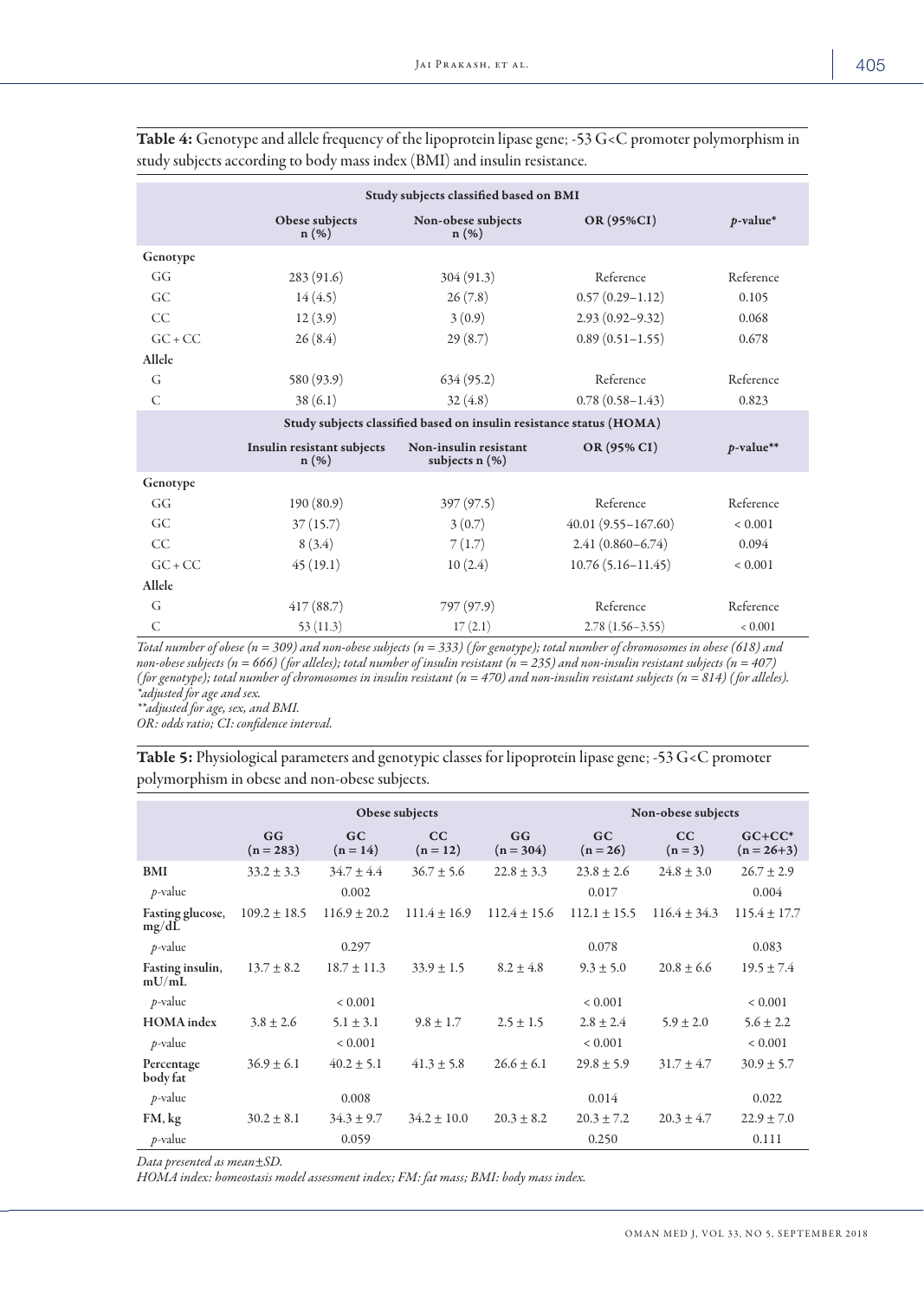**Table 4:** Genotype and allele frequency of the lipoprotein lipase gene; -53 G<C promoter polymorphism in study subjects according to body mass index (BMI) and insulin resistance.

| | Study subjects classified based on BMI | | | |
|---|---|---|---|---|
| | Obese subjects n (%) | Non-obese subjects n (%) | OR (95%CI) | *p*-value* |
| **Genotype** | | | | |
| GG | 283 (91.6) | 304 (91.3) | Reference | Reference |
| GC | 14 (4.5) | 26 (7.8) | 0.57 (0.29–1.12) | 0.105 |
| CC | 12 (3.9) | 3 (0.9) | 2.93 (0.92–9.32) | 0.068 |
| GC + CC | 26 (8.4) | 29 (8.7) | 0.89 (0.51–1.55) | 0.678 |
| **Allele** | | | | |
| G | 580 (93.9) | 634 (95.2) | Reference | Reference |
| C | 38 (6.1) | 32 (4.8) | 0.78 (0.58–1.43) | 0.823 |
| | **Study subjects classified based on insulin resistance status (HOMA)** | | | |
| | **Insulin resistant subjects n (%)** | **Non-insulin resistant subjects n (%)** | **OR (95% CI)** | ***p*-value**** |
| **Genotype** | | | | |
| GG | 190 (80.9) | 397 (97.5) | Reference | Reference |
| GC | 37 (15.7) | 3 (0.7) | 40.01 (9.55–167.60) | < 0.001 |
| CC | 8 (3.4) | 7 (1.7) | 2.41 (0.860–6.74) | 0.094 |
| GC + CC | 45 (19.1) | 10 (2.4) | 10.76 (5.16–11.45) | < 0.001 |
| **Allele** | | | | |
| G | 417 (88.7) | 797 (97.9) | Reference | Reference |
| C | 53 (11.3) | 17 (2.1) | 2.78 (1.56–3.55) | < 0.001 |

*Total number of obese (n = 309) and non-obese subjects (n = 333) (for genotype); total number of chromosomes in obese (618) and non-obese subjects (n = 666) (for alleles); total number of insulin resistant (n = 235) and non-insulin resistant subjects (n = 407) (for genotype); total number of chromosomes in insulin resistant (n = 470) and non-insulin resistant subjects (n = 814) (for alleles).*
*\*adjusted for age and sex.*
*\*\*adjusted for age, sex, and BMI.*
*OR: odds ratio; CI: confidence interval.*

**Table 5:** Physiological parameters and genotypic classes for lipoprotein lipase gene; -53 G<C promoter polymorphism in obese and non-obese subjects.

| | Obese subjects | | | Non-obese subjects | | | |
|---|---|---|---|---|---|---|---|
| | GG (n = 283) | GC (n = 14) | CC (n = 12) | GG (n = 304) | GC (n = 26) | CC (n = 3) | GC+CC* (n = 26+3) |
| **BMI** | 33.2 ± 3.3 | 34.7 ± 4.4 | 36.7 ± 5.6 | 22.8 ± 3.3 | 23.8 ± 2.6 | 24.8 ± 3.0 | 26.7 ± 2.9 |
| *p*-value | | 0.002 | | | 0.017 | | 0.004 |
| **Fasting glucose, mg/dL** | 109.2 ± 18.5 | 116.9 ± 20.2 | 111.4 ± 16.9 | 112.4 ± 15.6 | 112.1 ± 15.5 | 116.4 ± 34.3 | 115.4 ± 17.7 |
| *p*-value | | 0.297 | | | 0.078 | | 0.083 |
| **Fasting insulin, mU/mL** | 13.7 ± 8.2 | 18.7 ± 11.3 | 33.9 ± 1.5 | 8.2 ± 4.8 | 9.3 ± 5.0 | 20.8 ± 6.6 | 19.5 ± 7.4 |
| *p*-value | | < 0.001 | | | < 0.001 | | < 0.001 |
| **HOMA index** | 3.8 ± 2.6 | 5.1 ± 3.1 | 9.8 ± 1.7 | 2.5 ± 1.5 | 2.8 ± 2.4 | 5.9 ± 2.0 | 5.6 ± 2.2 |
| *p*-value | | < 0.001 | | | < 0.001 | | < 0.001 |
| **Percentage body fat** | 36.9 ± 6.1 | 40.2 ± 5.1 | 41.3 ± 5.8 | 26.6 ± 6.1 | 29.8 ± 5.9 | 31.7 ± 4.7 | 30.9 ± 5.7 |
| *p*-value | | 0.008 | | | 0.014 | | 0.022 |
| **FM, kg** | 30.2 ± 8.1 | 34.3 ± 9.7 | 34.2 ± 10.0 | 20.3 ± 8.2 | 20.3 ± 7.2 | 20.3 ± 4.7 | 22.9 ± 7.0 |
| *p*-value | | 0.059 | | | 0.250 | | 0.111 |

*Data presented as mean±SD.*
*HOMA index: homeostasis model assessment index; FM: fat mass; BMI: body mass index.*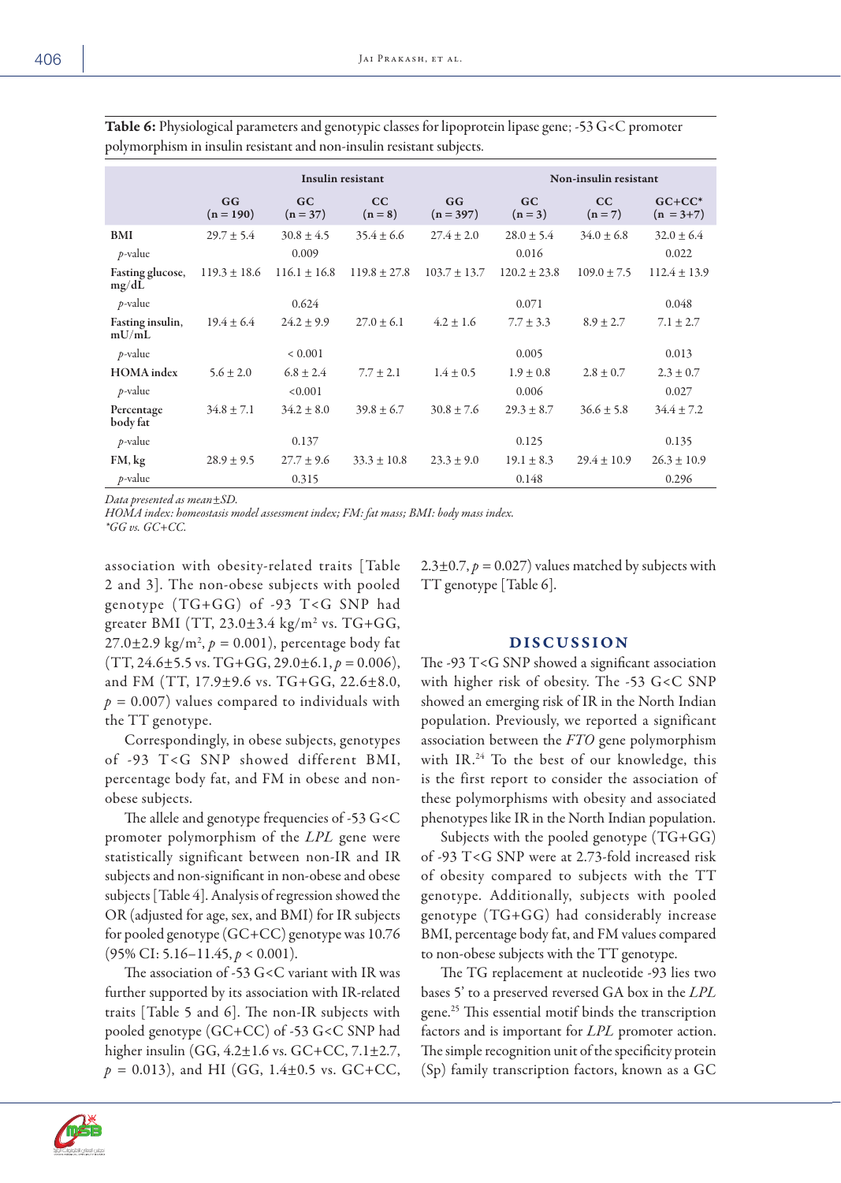**Table 6:** Physiological parameters and genotypic classes for lipoprotein lipase gene; -53 G<C promoter polymorphism in insulin resistant and non-insulin resistant subjects.

| | Insulin resistant | | | Non-insulin resistant | | | |
|---|---|---|---|---|---|---|---|
| | GG (n = 190) | GC (n = 37) | CC (n = 8) | GG (n = 397) | GC (n = 3) | CC (n = 7) | GC+CC* (n = 3+7) |
| **BMI** | 29.7 ± 5.4 | 30.8 ± 4.5 | 35.4 ± 6.6 | 27.4 ± 2.0 | 28.0 ± 5.4 | 34.0 ± 6.8 | 32.0 ± 6.4 |
| *p*-value | | 0.009 | | | 0.016 | | 0.022 |
| **Fasting glucose, mg/dL** | 119.3 ± 18.6 | 116.1 ± 16.8 | 119.8 ± 27.8 | 103.7 ± 13.7 | 120.2 ± 23.8 | 109.0 ± 7.5 | 112.4 ± 13.9 |
| *p*-value | | 0.624 | | | 0.071 | | 0.048 |
| **Fasting insulin, mU/mL** | 19.4 ± 6.4 | 24.2 ± 9.9 | 27.0 ± 6.1 | 4.2 ± 1.6 | 7.7 ± 3.3 | 8.9 ± 2.7 | 7.1 ± 2.7 |
| *p*-value | | < 0.001 | | | 0.005 | | 0.013 |
| **HOMA index** | 5.6 ± 2.0 | 6.8 ± 2.4 | 7.7 ± 2.1 | 1.4 ± 0.5 | 1.9 ± 0.8 | 2.8 ± 0.7 | 2.3 ± 0.7 |
| *p*-value | | <0.001 | | | 0.006 | | 0.027 |
| **Percentage body fat** | 34.8 ± 7.1 | 34.2 ± 8.0 | 39.8 ± 6.7 | 30.8 ± 7.6 | 29.3 ± 8.7 | 36.6 ± 5.8 | 34.4 ± 7.2 |
| *p*-value | | 0.137 | | | 0.125 | | 0.135 |
| **FM, kg** | 28.9 ± 9.5 | 27.7 ± 9.6 | 33.3 ± 10.8 | 23.3 ± 9.0 | 19.1 ± 8.3 | 29.4 ± 10.9 | 26.3 ± 10.9 |
| *p*-value | | 0.315 | | | 0.148 | | 0.296 |

*Data presented as mean±SD.*
*HOMA index: homeostasis model assessment index; FM: fat mass; BMI: body mass index.*
*\*GG vs. GC+CC.*

association with obesity-related traits [Table 2 and 3]. The non-obese subjects with pooled genotype (TG+GG) of -93 T<G SNP had greater BMI (TT, 23.0±3.4 kg/m$^2$ vs. TG+GG, 27.0±2.9 kg/m$^2$, $p = 0.001$), percentage body fat (TT, 24.6±5.5 vs. TG+GG, 29.0±6.1, $p = 0.006$), and FM (TT, 17.9±9.6 vs. TG+GG, 22.6±8.0, $p = 0.007$) values compared to individuals with the TT genotype.

Correspondingly, in obese subjects, genotypes of -93 T<G SNP showed different BMI, percentage body fat, and FM in obese and non-obese subjects.

The allele and genotype frequencies of -53 G<C promoter polymorphism of the *LPL* gene were statistically significant between non-IR and IR subjects and non-significant in non-obese and obese subjects [Table 4]. Analysis of regression showed the OR (adjusted for age, sex, and BMI) for IR subjects for pooled genotype (GC+CC) genotype was 10.76 (95% CI: 5.16–11.45, $p < 0.001$).

The association of -53 G<C variant with IR was further supported by its association with IR-related traits [Table 5 and 6]. The non-IR subjects with pooled genotype (GC+CC) of -53 G<C SNP had higher insulin (GG, 4.2±1.6 vs. GC+CC, 7.1±2.7, $p = 0.013$), and HI (GG, 1.4±0.5 vs. GC+CC, 2.3±0.7, $p = 0.027$) values matched by subjects with TT genotype [Table 6].

## DISCUSSION

The -93 T<G SNP showed a significant association with higher risk of obesity. The -53 G<C SNP showed an emerging risk of IR in the North Indian population. Previously, we reported a significant association between the *FTO* gene polymorphism with IR.[24] To the best of our knowledge, this is the first report to consider the association of these polymorphisms with obesity and associated phenotypes like IR in the North Indian population.

Subjects with the pooled genotype (TG+GG) of -93 T<G SNP were at 2.73-fold increased risk of obesity compared to subjects with the TT genotype. Additionally, subjects with pooled genotype (TG+GG) had considerably increase BMI, percentage body fat, and FM values compared to non-obese subjects with the TT genotype.

The TG replacement at nucleotide -93 lies two bases 5' to a preserved reversed GA box in the *LPL* gene.[25] This essential motif binds the transcription factors and is important for *LPL* promoter action. The simple recognition unit of the specificity protein (Sp) family transcription factors, known as a GC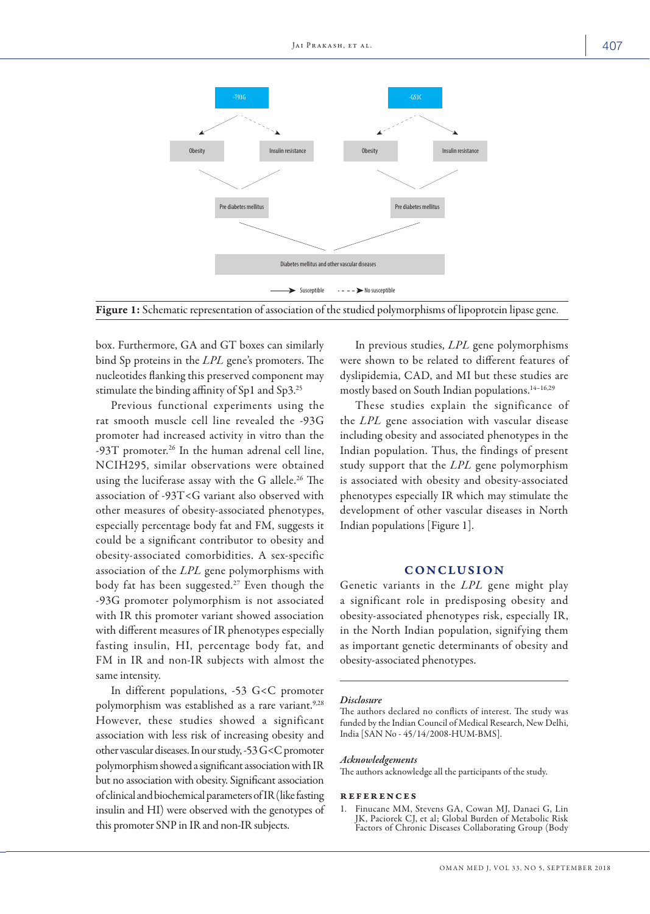-T93G

Obesity | Insulin resistance

-G53C

Obesity | Insulin resistance

Pre diabetes mellitus

Pre diabetes mellitus

Diabetes mellitus and other vascular diseases

→ Susceptible  - - - → No susceptible

**Figure 1:** Schematic representation of association of the studied polymorphisms of lipoprotein lipase gene.

box. Furthermore, GA and GT boxes can similarly bind Sp proteins in the *LPL* gene's promoters. The nucleotides flanking this preserved component may stimulate the binding affinity of Sp1 and Sp3.[25]

Previous functional experiments using the rat smooth muscle cell line revealed the -93G promoter had increased activity in vitro than the -93T promoter.[26] In the human adrenal cell line, NCIH295, similar observations were obtained using the luciferase assay with the G allele.[26] The association of -93T<G variant also observed with other measures of obesity-associated phenotypes, especially percentage body fat and FM, suggests it could be a significant contributor to obesity and obesity-associated comorbidities. A sex-specific association of the *LPL* gene polymorphisms with body fat has been suggested.[27] Even though the -93G promoter polymorphism is not associated with IR this promoter variant showed association with different measures of IR phenotypes especially fasting insulin, HI, percentage body fat, and FM in IR and non-IR subjects with almost the same intensity.

In different populations, -53 G<C promoter polymorphism was established as a rare variant.[9,28] However, these studies showed a significant association with less risk of increasing obesity and other vascular diseases. In our study, -53 G<C promoter polymorphism showed a significant association with IR but no association with obesity. Significant association of clinical and biochemical parameters of IR (like fasting insulin and HI) were observed with the genotypes of this promoter SNP in IR and non-IR subjects.

In previous studies, *LPL* gene polymorphisms were shown to be related to different features of dyslipidemia, CAD, and MI but these studies are mostly based on South Indian populations.[14–16,29]

These studies explain the significance of the *LPL* gene association with vascular disease including obesity and associated phenotypes in the Indian population. Thus, the findings of present study support that the *LPL* gene polymorphism is associated with obesity and obesity-associated phenotypes especially IR which may stimulate the development of other vascular diseases in North Indian populations [Figure 1].

## CONCLUSION

Genetic variants in the *LPL* gene might play a significant role in predisposing obesity and obesity-associated phenotypes risk, especially IR, in the North Indian population, signifying them as important genetic determinants of obesity and obesity-associated phenotypes.

### *Disclosure*

The authors declared no conflicts of interest. The study was funded by the Indian Council of Medical Research, New Delhi, India [SAN No - 45/14/2008-HUM-BMS].

### *Acknowledgements*

The authors acknowledge all the participants of the study.

## REFERENCES

1. Finucane MM, Stevens GA, Cowan MJ, Danaei G, Lin JK, Paciorek CJ, et al; Global Burden of Metabolic Risk Factors of Chronic Diseases Collaborating Group (Body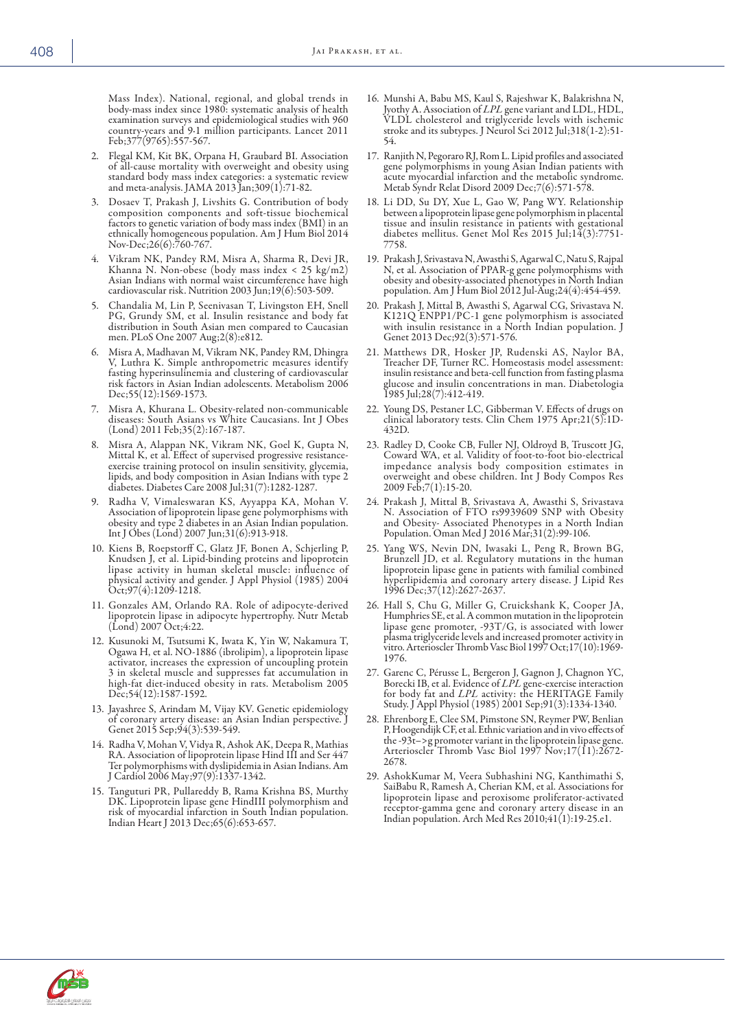Mass Index). National, regional, and global trends in body-mass index since 1980: systematic analysis of health examination surveys and epidemiological studies with 960 country-years and 9·1 million participants. Lancet 2011 Feb;377(9765):557-567.

2. Flegal KM, Kit BK, Orpana H, Graubard BI. Association of all-cause mortality with overweight and obesity using standard body mass index categories: a systematic review and meta-analysis. JAMA 2013 Jan;309(1):71-82.
3. Dosaev T, Prakash J, Livshits G. Contribution of body composition components and soft-tissue biochemical factors to genetic variation of body mass index (BMI) in an ethnically homogeneous population. Am J Hum Biol 2014 Nov-Dec;26(6):760-767.
4. Vikram NK, Pandey RM, Misra A, Sharma R, Devi JR, Khanna N. Non-obese (body mass index < 25 kg/m2) Asian Indians with normal waist circumference have high cardiovascular risk. Nutrition 2003 Jun;19(6):503-509.
5. Chandalia M, Lin P, Seenivasan T, Livingston EH, Snell PG, Grundy SM, et al. Insulin resistance and body fat distribution in South Asian men compared to Caucasian men. PLoS One 2007 Aug;2(8):e812.
6. Misra A, Madhavan M, Vikram NK, Pandey RM, Dhingra V, Luthra K. Simple anthropometric measures identify fasting hyperinsulinemia and clustering of cardiovascular risk factors in Asian Indian adolescents. Metabolism 2006 Dec;55(12):1569-1573.
7. Misra A, Khurana L. Obesity-related non-communicable diseases: South Asians vs White Caucasians. Int J Obes (Lond) 2011 Feb;35(2):167-187.
8. Misra A, Alappan NK, Vikram NK, Goel K, Gupta N, Mittal K, et al. Effect of supervised progressive resistance-exercise training protocol on insulin sensitivity, glycemia, lipids, and body composition in Asian Indians with type 2 diabetes. Diabetes Care 2008 Jul;31(7):1282-1287.
9. Radha V, Vimaleswaran KS, Ayyappa KA, Mohan V. Association of lipoprotein lipase gene polymorphisms with obesity and type 2 diabetes in an Asian Indian population. Int J Obes (Lond) 2007 Jun;31(6):913-918.
10. Kiens B, Roepstorff C, Glatz JF, Bonen A, Schjerling P, Knudsen J, et al. Lipid-binding proteins and lipoprotein lipase activity in human skeletal muscle: influence of physical activity and gender. J Appl Physiol (1985) 2004 Oct;97(4):1209-1218.
11. Gonzales AM, Orlando RA. Role of adipocyte-derived lipoprotein lipase in adipocyte hypertrophy. Nutr Metab (Lond) 2007 Oct;4:22.
12. Kusunoki M, Tsutsumi K, Iwata K, Yin W, Nakamura T, Ogawa H, et al. NO-1886 (ibrolipim), a lipoprotein lipase activator, increases the expression of uncoupling protein 3 in skeletal muscle and suppresses fat accumulation in high-fat diet-induced obesity in rats. Metabolism 2005 Dec;54(12):1587-1592.
13. Jayashree S, Arindam M, Vijay KV. Genetic epidemiology of coronary artery disease: an Asian Indian perspective. J Genet 2015 Sep;94(3):539-549.
14. Radha V, Mohan V, Vidya R, Ashok AK, Deepa R, Mathias RA. Association of lipoprotein lipase Hind III and Ser 447 Ter polymorphisms with dyslipidemia in Asian Indians. Am J Cardiol 2006 May;97(9):1337-1342.
15. Tanguturi PR, Pullareddy B, Rama Krishna BS, Murthy DK. Lipoprotein lipase gene HindIII polymorphism and risk of myocardial infarction in South Indian population. Indian Heart J 2013 Dec;65(6):653-657.
16. Munshi A, Babu MS, Kaul S, Rajeshwar K, Balakrishna N, Jyothy A. Association of *LPL* gene variant and LDL, HDL, VLDL cholesterol and triglyceride levels with ischemic stroke and its subtypes. J Neurol Sci 2012 Jul;318(1-2):51-54.
17. Ranjith N, Pegoraro RJ, Rom L. Lipid profiles and associated gene polymorphisms in young Asian Indian patients with acute myocardial infarction and the metabolic syndrome. Metab Syndr Relat Disord 2009 Dec;7(6):571-578.
18. Li DD, Su DY, Xue L, Gao W, Pang WY. Relationship between a lipoprotein lipase gene polymorphism in placental tissue and insulin resistance in patients with gestational diabetes mellitus. Genet Mol Res 2015 Jul;14(3):7751-7758.
19. Prakash J, Srivastava N, Awasthi S, Agarwal C, Natu S, Rajpal N, et al. Association of PPAR-g gene polymorphisms with obesity and obesity-associated phenotypes in North Indian population. Am J Hum Biol 2012 Jul-Aug;24(4):454-459.
20. Prakash J, Mittal B, Awasthi S, Agarwal CG, Srivastava N. K121Q ENPP1/PC-1 gene polymorphism is associated with insulin resistance in a North Indian population. J Genet 2013 Dec;92(3):571-576.
21. Matthews DR, Hosker JP, Rudenski AS, Naylor BA, Treacher DF, Turner RC. Homeostasis model assessment: insulin resistance and beta-cell function from fasting plasma glucose and insulin concentrations in man. Diabetologia 1985 Jul;28(7):412-419.
22. Young DS, Pestaner LC, Gibberman V. Effects of drugs on clinical laboratory tests. Clin Chem 1975 Apr;21(5):1D-432D.
23. Radley D, Cooke CB, Fuller NJ, Oldroyd B, Truscott JG, Coward WA, et al. Validity of foot-to-foot bio-electrical impedance analysis body composition estimates in overweight and obese children. Int J Body Compos Res 2009 Feb;7(1):15-20.
24. Prakash J, Mittal B, Srivastava A, Awasthi S, Srivastava N. Association of FTO rs9939609 SNP with Obesity and Obesity- Associated Phenotypes in a North Indian Population. Oman Med J 2016 Mar;31(2):99-106.
25. Yang WS, Nevin DN, Iwasaki L, Peng R, Brown BG, Brunzell JD, et al. Regulatory mutations in the human lipoprotein lipase gene in patients with familial combined hyperlipidemia and coronary artery disease. J Lipid Res 1996 Dec;37(12):2627-2637.
26. Hall S, Chu G, Miller G, Cruickshank K, Cooper JA, Humphries SE, et al. A common mutation in the lipoprotein lipase gene promoter, -93T/G, is associated with lower plasma triglyceride levels and increased promoter activity in vitro. Arterioscler Thromb Vasc Biol 1997 Oct;17(10):1969-1976.
27. Garenc C, Pérusse L, Bergeron J, Gagnon J, Chagnon YC, Borecki IB, et al. Evidence of *LPL* gene-exercise interaction for body fat and *LPL* activity: the HERITAGE Family Study. J Appl Physiol (1985) 2001 Sep;91(3):1334-1340.
28. Ehrenborg E, Clee SM, Pimstone SN, Reymer PW, Benlian P, Hoogendijk CF, et al. Ethnic variation and in vivo effects of the -93t–>g promoter variant in the lipoprotein lipase gene. Arterioscler Thromb Vasc Biol 1997 Nov;17(11):2672-2678.
29. AshokKumar M, Veera Subhashini NG, Kanthimathi S, SaiBabu R, Ramesh A, Cherian KM, et al. Associations for lipoprotein lipase and peroxisome proliferator-activated receptor-gamma gene and coronary artery disease in an Indian population. Arch Med Res 2010;41(1):19-25.e1.